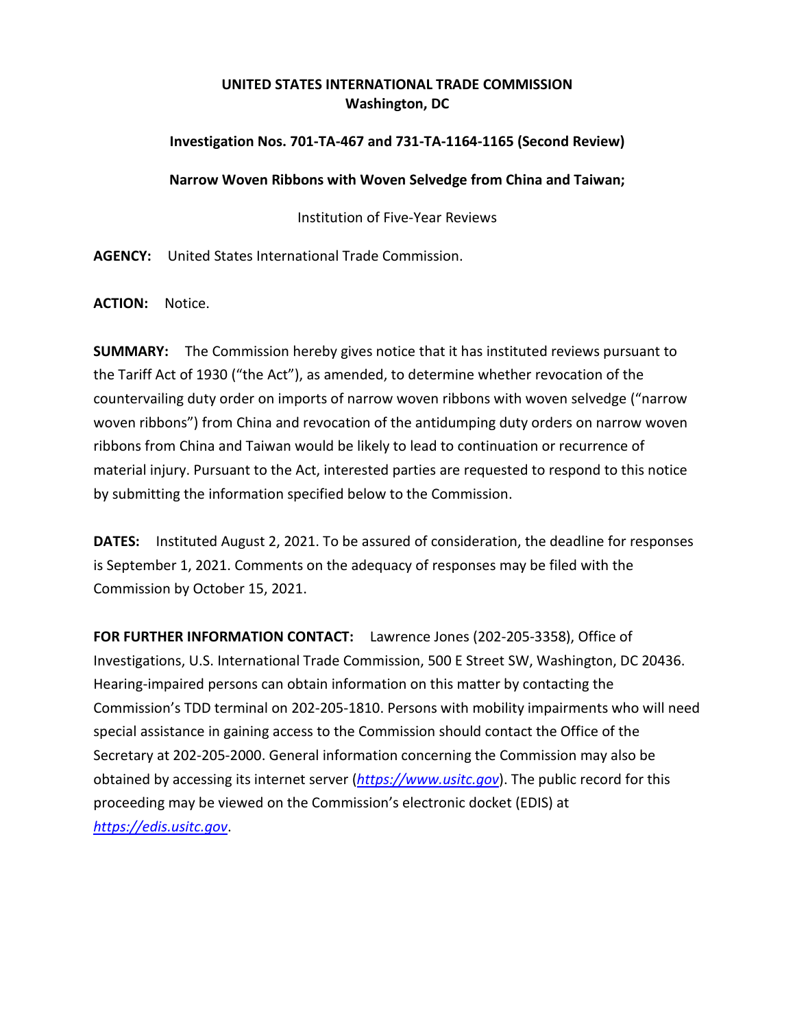**UNITED STATES INTERNATIONAL TRADE COMMISSION**
**Washington, DC**

**Investigation Nos. 701-TA-467 and 731-TA-1164-1165 (Second Review)**

**Narrow Woven Ribbons with Woven Selvedge from China and Taiwan;**

Institution of Five-Year Reviews

**AGENCY:** United States International Trade Commission.

**ACTION:** Notice.

**SUMMARY:** The Commission hereby gives notice that it has instituted reviews pursuant to the Tariff Act of 1930 ("the Act"), as amended, to determine whether revocation of the countervailing duty order on imports of narrow woven ribbons with woven selvedge ("narrow woven ribbons") from China and revocation of the antidumping duty orders on narrow woven ribbons from China and Taiwan would be likely to lead to continuation or recurrence of material injury. Pursuant to the Act, interested parties are requested to respond to this notice by submitting the information specified below to the Commission.

**DATES:** Instituted August 2, 2021. To be assured of consideration, the deadline for responses is September 1, 2021. Comments on the adequacy of responses may be filed with the Commission by October 15, 2021.

**FOR FURTHER INFORMATION CONTACT:** Lawrence Jones (202-205-3358), Office of Investigations, U.S. International Trade Commission, 500 E Street SW, Washington, DC 20436. Hearing-impaired persons can obtain information on this matter by contacting the Commission's TDD terminal on 202-205-1810. Persons with mobility impairments who will need special assistance in gaining access to the Commission should contact the Office of the Secretary at 202-205-2000. General information concerning the Commission may also be obtained by accessing its internet server (*https://www.usitc.gov*). The public record for this proceeding may be viewed on the Commission's electronic docket (EDIS) at *https://edis.usitc.gov*.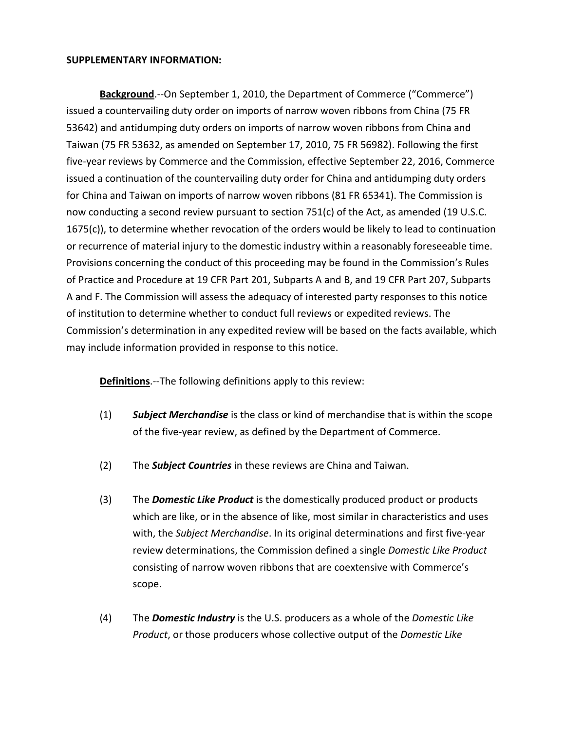**SUPPLEMENTARY INFORMATION:**

**Background**.--On September 1, 2010, the Department of Commerce ("Commerce") issued a countervailing duty order on imports of narrow woven ribbons from China (75 FR 53642) and antidumping duty orders on imports of narrow woven ribbons from China and Taiwan (75 FR 53632, as amended on September 17, 2010, 75 FR 56982). Following the first five-year reviews by Commerce and the Commission, effective September 22, 2016, Commerce issued a continuation of the countervailing duty order for China and antidumping duty orders for China and Taiwan on imports of narrow woven ribbons (81 FR 65341). The Commission is now conducting a second review pursuant to section 751(c) of the Act, as amended (19 U.S.C. 1675(c)), to determine whether revocation of the orders would be likely to lead to continuation or recurrence of material injury to the domestic industry within a reasonably foreseeable time. Provisions concerning the conduct of this proceeding may be found in the Commission's Rules of Practice and Procedure at 19 CFR Part 201, Subparts A and B, and 19 CFR Part 207, Subparts A and F. The Commission will assess the adequacy of interested party responses to this notice of institution to determine whether to conduct full reviews or expedited reviews. The Commission's determination in any expedited review will be based on the facts available, which may include information provided in response to this notice.

**Definitions**.--The following definitions apply to this review:

(1) ***Subject Merchandise*** is the class or kind of merchandise that is within the scope of the five-year review, as defined by the Department of Commerce.

(2) The ***Subject Countries*** in these reviews are China and Taiwan.

(3) The ***Domestic Like Product*** is the domestically produced product or products which are like, or in the absence of like, most similar in characteristics and uses with, the *Subject Merchandise*. In its original determinations and first five-year review determinations, the Commission defined a single *Domestic Like Product* consisting of narrow woven ribbons that are coextensive with Commerce's scope.

(4) The ***Domestic Industry*** is the U.S. producers as a whole of the *Domestic Like Product*, or those producers whose collective output of the *Domestic Like*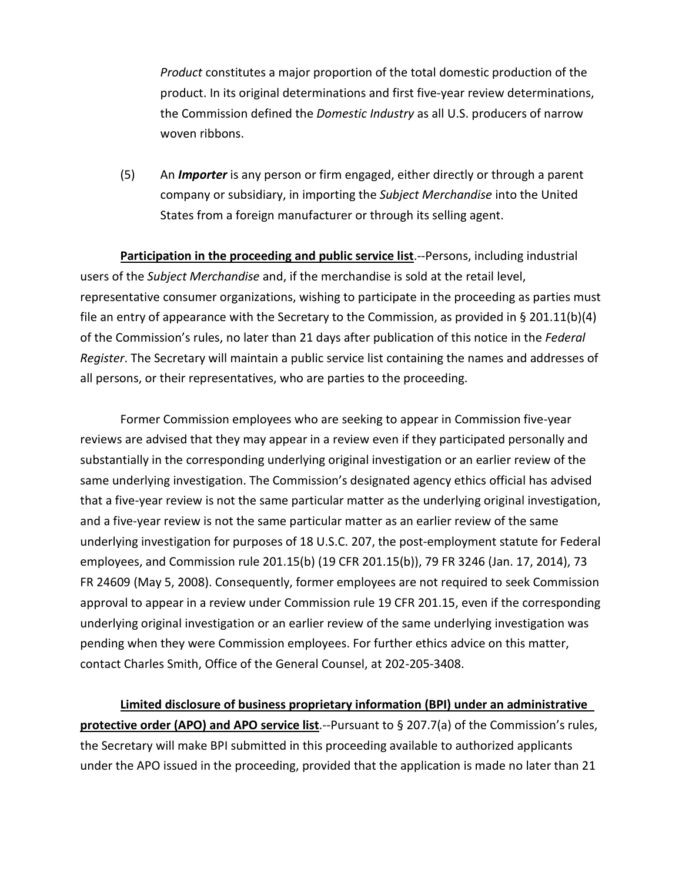*Product* constitutes a major proportion of the total domestic production of the product. In its original determinations and first five-year review determinations, the Commission defined the *Domestic Industry* as all U.S. producers of narrow woven ribbons.

(5) An ***Importer*** is any person or firm engaged, either directly or through a parent company or subsidiary, in importing the *Subject Merchandise* into the United States from a foreign manufacturer or through its selling agent.

**Participation in the proceeding and public service list**.--Persons, including industrial users of the *Subject Merchandise* and, if the merchandise is sold at the retail level, representative consumer organizations, wishing to participate in the proceeding as parties must file an entry of appearance with the Secretary to the Commission, as provided in § 201.11(b)(4) of the Commission's rules, no later than 21 days after publication of this notice in the *Federal Register*. The Secretary will maintain a public service list containing the names and addresses of all persons, or their representatives, who are parties to the proceeding.

Former Commission employees who are seeking to appear in Commission five-year reviews are advised that they may appear in a review even if they participated personally and substantially in the corresponding underlying original investigation or an earlier review of the same underlying investigation. The Commission's designated agency ethics official has advised that a five-year review is not the same particular matter as the underlying original investigation, and a five-year review is not the same particular matter as an earlier review of the same underlying investigation for purposes of 18 U.S.C. 207, the post-employment statute for Federal employees, and Commission rule 201.15(b) (19 CFR 201.15(b)), 79 FR 3246 (Jan. 17, 2014), 73 FR 24609 (May 5, 2008). Consequently, former employees are not required to seek Commission approval to appear in a review under Commission rule 19 CFR 201.15, even if the corresponding underlying original investigation or an earlier review of the same underlying investigation was pending when they were Commission employees. For further ethics advice on this matter, contact Charles Smith, Office of the General Counsel, at 202-205-3408.

**Limited disclosure of business proprietary information (BPI) under an administrative protective order (APO) and APO service list**.--Pursuant to § 207.7(a) of the Commission's rules, the Secretary will make BPI submitted in this proceeding available to authorized applicants under the APO issued in the proceeding, provided that the application is made no later than 21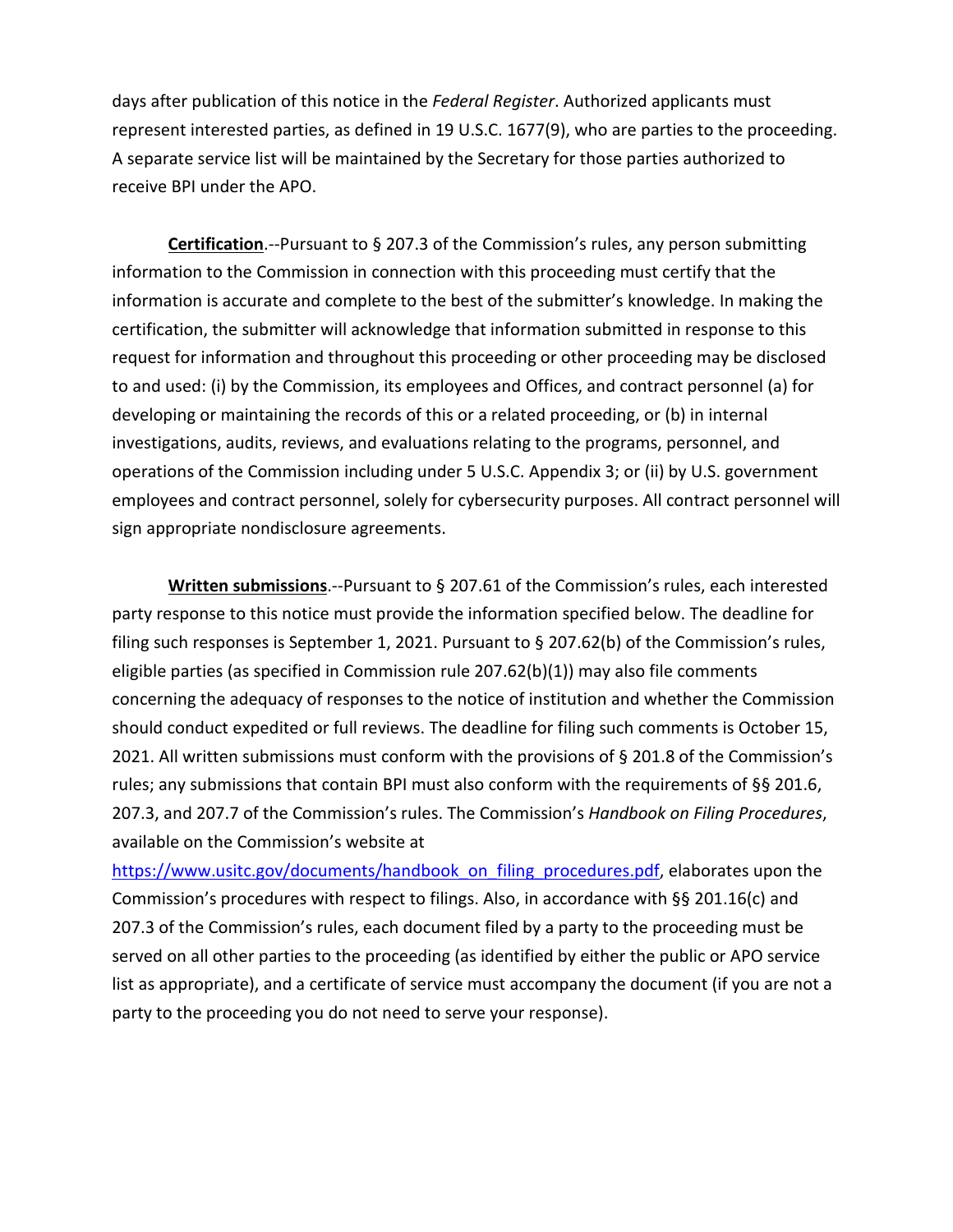days after publication of this notice in the *Federal Register*. Authorized applicants must represent interested parties, as defined in 19 U.S.C. 1677(9), who are parties to the proceeding. A separate service list will be maintained by the Secretary for those parties authorized to receive BPI under the APO.

**Certification**.--Pursuant to § 207.3 of the Commission's rules, any person submitting information to the Commission in connection with this proceeding must certify that the information is accurate and complete to the best of the submitter's knowledge. In making the certification, the submitter will acknowledge that information submitted in response to this request for information and throughout this proceeding or other proceeding may be disclosed to and used: (i) by the Commission, its employees and Offices, and contract personnel (a) for developing or maintaining the records of this or a related proceeding, or (b) in internal investigations, audits, reviews, and evaluations relating to the programs, personnel, and operations of the Commission including under 5 U.S.C. Appendix 3; or (ii) by U.S. government employees and contract personnel, solely for cybersecurity purposes. All contract personnel will sign appropriate nondisclosure agreements.

**Written submissions**.--Pursuant to § 207.61 of the Commission's rules, each interested party response to this notice must provide the information specified below. The deadline for filing such responses is September 1, 2021. Pursuant to § 207.62(b) of the Commission's rules, eligible parties (as specified in Commission rule 207.62(b)(1)) may also file comments concerning the adequacy of responses to the notice of institution and whether the Commission should conduct expedited or full reviews. The deadline for filing such comments is October 15, 2021. All written submissions must conform with the provisions of § 201.8 of the Commission's rules; any submissions that contain BPI must also conform with the requirements of §§ 201.6, 207.3, and 207.7 of the Commission's rules. The Commission's *Handbook on Filing Procedures*, available on the Commission's website at https://www.usitc.gov/documents/handbook_on_filing_procedures.pdf, elaborates upon the Commission's procedures with respect to filings. Also, in accordance with §§ 201.16(c) and 207.3 of the Commission's rules, each document filed by a party to the proceeding must be served on all other parties to the proceeding (as identified by either the public or APO service list as appropriate), and a certificate of service must accompany the document (if you are not a party to the proceeding you do not need to serve your response).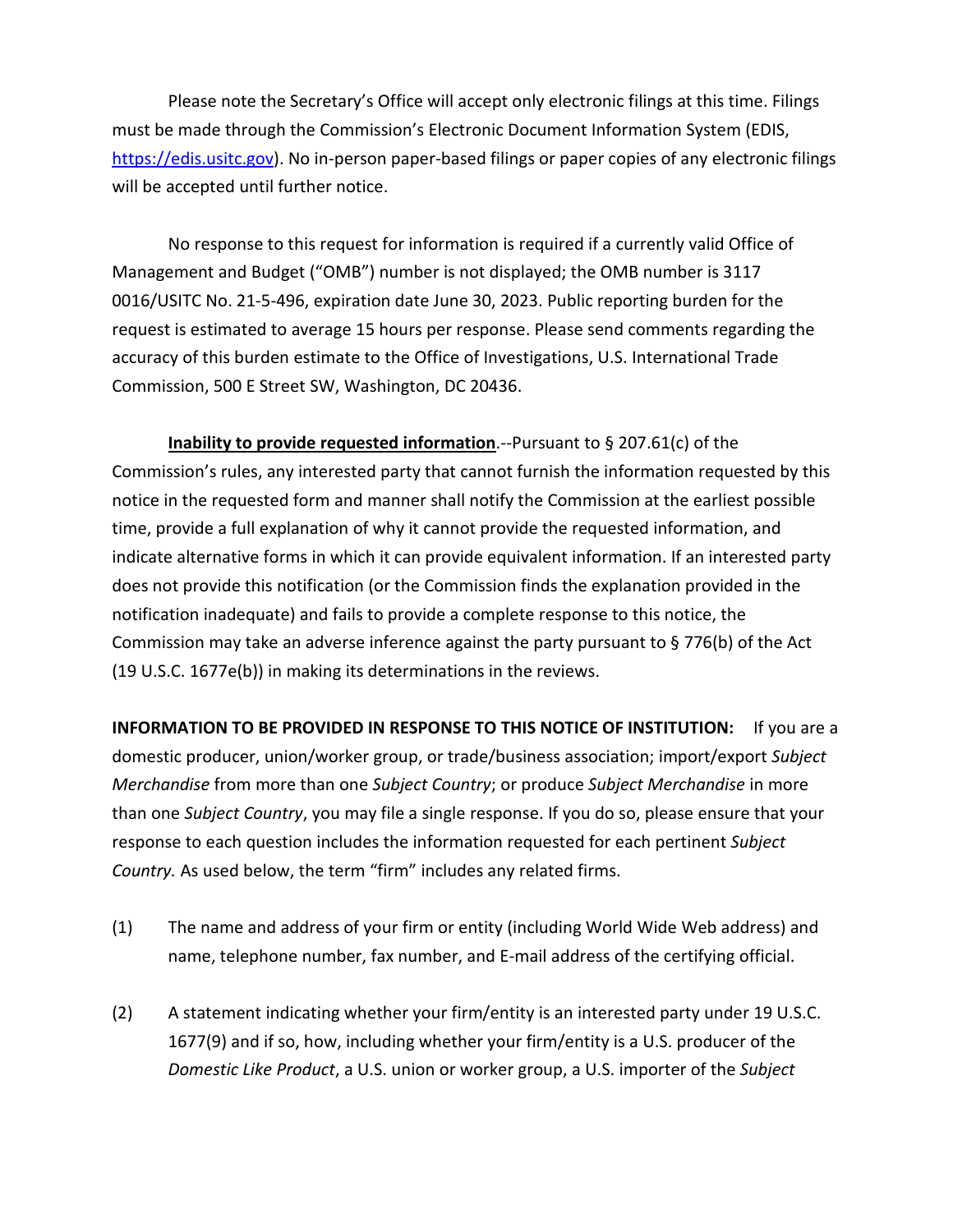Please note the Secretary's Office will accept only electronic filings at this time. Filings must be made through the Commission's Electronic Document Information System (EDIS, https://edis.usitc.gov). No in-person paper-based filings or paper copies of any electronic filings will be accepted until further notice.

No response to this request for information is required if a currently valid Office of Management and Budget ("OMB") number is not displayed; the OMB number is 3117 0016/USITC No. 21-5-496, expiration date June 30, 2023. Public reporting burden for the request is estimated to average 15 hours per response. Please send comments regarding the accuracy of this burden estimate to the Office of Investigations, U.S. International Trade Commission, 500 E Street SW, Washington, DC 20436.

**Inability to provide requested information**.--Pursuant to § 207.61(c) of the Commission's rules, any interested party that cannot furnish the information requested by this notice in the requested form and manner shall notify the Commission at the earliest possible time, provide a full explanation of why it cannot provide the requested information, and indicate alternative forms in which it can provide equivalent information. If an interested party does not provide this notification (or the Commission finds the explanation provided in the notification inadequate) and fails to provide a complete response to this notice, the Commission may take an adverse inference against the party pursuant to § 776(b) of the Act (19 U.S.C. 1677e(b)) in making its determinations in the reviews.

**INFORMATION TO BE PROVIDED IN RESPONSE TO THIS NOTICE OF INSTITUTION:** If you are a domestic producer, union/worker group, or trade/business association; import/export *Subject Merchandise* from more than one *Subject Country*; or produce *Subject Merchandise* in more than one *Subject Country*, you may file a single response. If you do so, please ensure that your response to each question includes the information requested for each pertinent *Subject Country.* As used below, the term "firm" includes any related firms.

(1) The name and address of your firm or entity (including World Wide Web address) and name, telephone number, fax number, and E-mail address of the certifying official.

(2) A statement indicating whether your firm/entity is an interested party under 19 U.S.C. 1677(9) and if so, how, including whether your firm/entity is a U.S. producer of the *Domestic Like Product*, a U.S. union or worker group, a U.S. importer of the *Subject*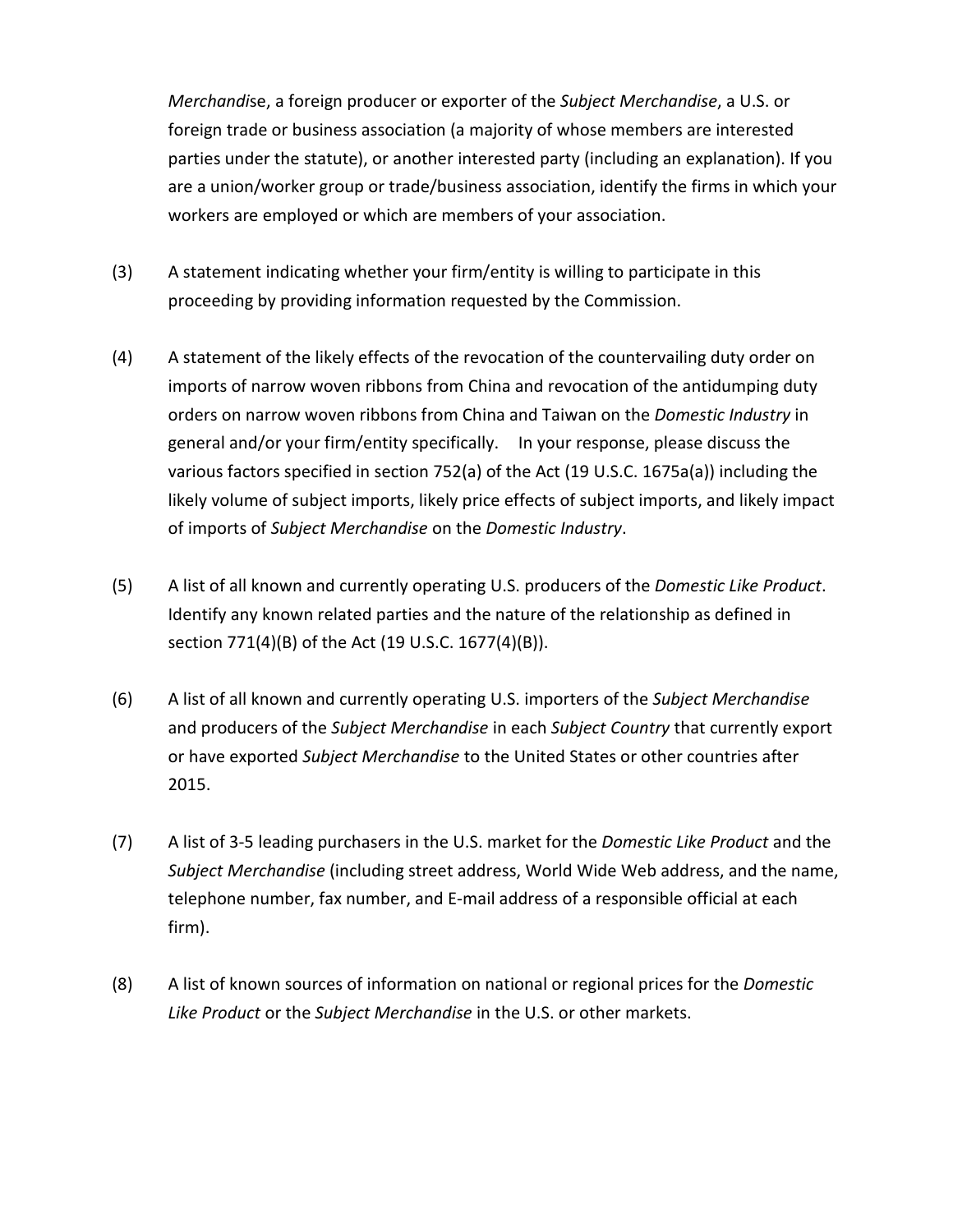*Merchandise*, a foreign producer or exporter of the *Subject Merchandise*, a U.S. or foreign trade or business association (a majority of whose members are interested parties under the statute), or another interested party (including an explanation). If you are a union/worker group or trade/business association, identify the firms in which your workers are employed or which are members of your association.

(3) A statement indicating whether your firm/entity is willing to participate in this proceeding by providing information requested by the Commission.

(4) A statement of the likely effects of the revocation of the countervailing duty order on imports of narrow woven ribbons from China and revocation of the antidumping duty orders on narrow woven ribbons from China and Taiwan on the *Domestic Industry* in general and/or your firm/entity specifically. In your response, please discuss the various factors specified in section 752(a) of the Act (19 U.S.C. 1675a(a)) including the likely volume of subject imports, likely price effects of subject imports, and likely impact of imports of *Subject Merchandise* on the *Domestic Industry*.

(5) A list of all known and currently operating U.S. producers of the *Domestic Like Product*. Identify any known related parties and the nature of the relationship as defined in section 771(4)(B) of the Act (19 U.S.C. 1677(4)(B)).

(6) A list of all known and currently operating U.S. importers of the *Subject Merchandise* and producers of the *Subject Merchandise* in each *Subject Country* that currently export or have exported *Subject Merchandise* to the United States or other countries after 2015.

(7) A list of 3-5 leading purchasers in the U.S. market for the *Domestic Like Product* and the *Subject Merchandise* (including street address, World Wide Web address, and the name, telephone number, fax number, and E-mail address of a responsible official at each firm).

(8) A list of known sources of information on national or regional prices for the *Domestic Like Product* or the *Subject Merchandise* in the U.S. or other markets.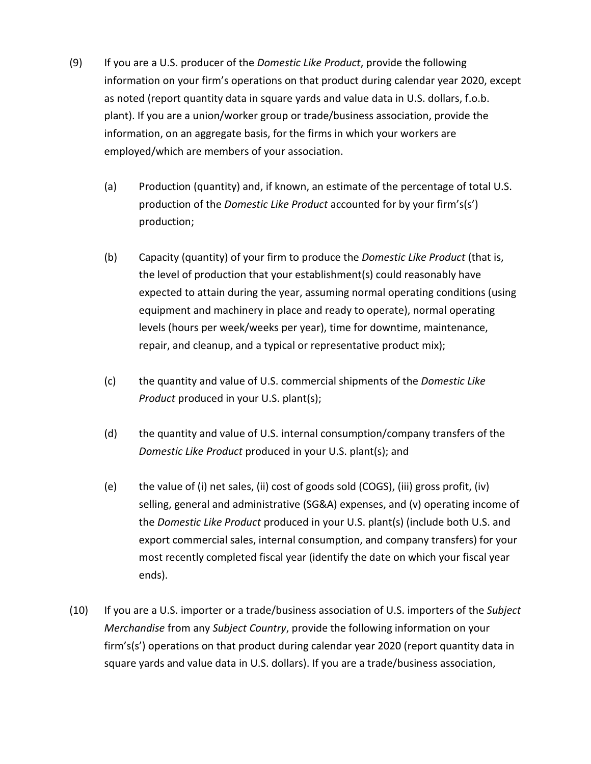(9) If you are a U.S. producer of the *Domestic Like Product*, provide the following information on your firm's operations on that product during calendar year 2020, except as noted (report quantity data in square yards and value data in U.S. dollars, f.o.b. plant). If you are a union/worker group or trade/business association, provide the information, on an aggregate basis, for the firms in which your workers are employed/which are members of your association.

(a) Production (quantity) and, if known, an estimate of the percentage of total U.S. production of the *Domestic Like Product* accounted for by your firm's(s') production;

(b) Capacity (quantity) of your firm to produce the *Domestic Like Product* (that is, the level of production that your establishment(s) could reasonably have expected to attain during the year, assuming normal operating conditions (using equipment and machinery in place and ready to operate), normal operating levels (hours per week/weeks per year), time for downtime, maintenance, repair, and cleanup, and a typical or representative product mix);

(c) the quantity and value of U.S. commercial shipments of the *Domestic Like Product* produced in your U.S. plant(s);

(d) the quantity and value of U.S. internal consumption/company transfers of the *Domestic Like Product* produced in your U.S. plant(s); and

(e) the value of (i) net sales, (ii) cost of goods sold (COGS), (iii) gross profit, (iv) selling, general and administrative (SG&A) expenses, and (v) operating income of the *Domestic Like Product* produced in your U.S. plant(s) (include both U.S. and export commercial sales, internal consumption, and company transfers) for your most recently completed fiscal year (identify the date on which your fiscal year ends).

(10) If you are a U.S. importer or a trade/business association of U.S. importers of the *Subject Merchandise* from any *Subject Country*, provide the following information on your firm's(s') operations on that product during calendar year 2020 (report quantity data in square yards and value data in U.S. dollars). If you are a trade/business association,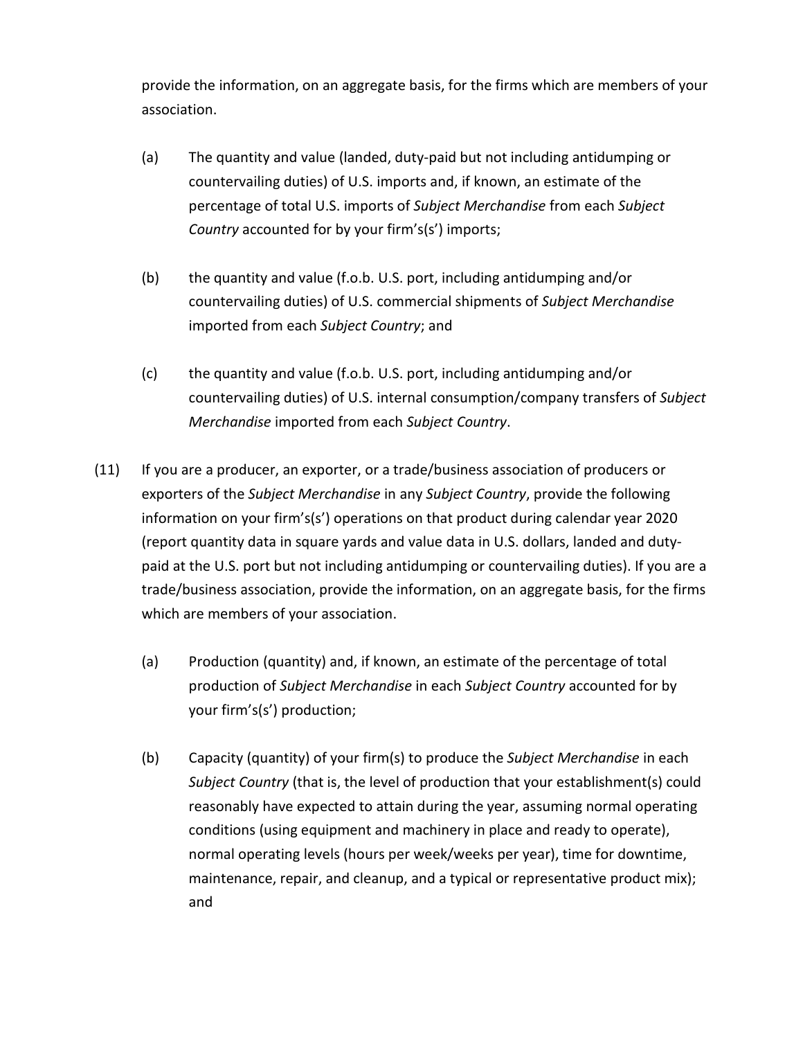provide the information, on an aggregate basis, for the firms which are members of your association.

(a) The quantity and value (landed, duty-paid but not including antidumping or countervailing duties) of U.S. imports and, if known, an estimate of the percentage of total U.S. imports of *Subject Merchandise* from each *Subject Country* accounted for by your firm's(s') imports;

(b) the quantity and value (f.o.b. U.S. port, including antidumping and/or countervailing duties) of U.S. commercial shipments of *Subject Merchandise* imported from each *Subject Country*; and

(c) the quantity and value (f.o.b. U.S. port, including antidumping and/or countervailing duties) of U.S. internal consumption/company transfers of *Subject Merchandise* imported from each *Subject Country*.

(11) If you are a producer, an exporter, or a trade/business association of producers or exporters of the *Subject Merchandise* in any *Subject Country*, provide the following information on your firm's(s') operations on that product during calendar year 2020 (report quantity data in square yards and value data in U.S. dollars, landed and duty-paid at the U.S. port but not including antidumping or countervailing duties). If you are a trade/business association, provide the information, on an aggregate basis, for the firms which are members of your association.

(a) Production (quantity) and, if known, an estimate of the percentage of total production of *Subject Merchandise* in each *Subject Country* accounted for by your firm's(s') production;

(b) Capacity (quantity) of your firm(s) to produce the *Subject Merchandise* in each *Subject Country* (that is, the level of production that your establishment(s) could reasonably have expected to attain during the year, assuming normal operating conditions (using equipment and machinery in place and ready to operate), normal operating levels (hours per week/weeks per year), time for downtime, maintenance, repair, and cleanup, and a typical or representative product mix); and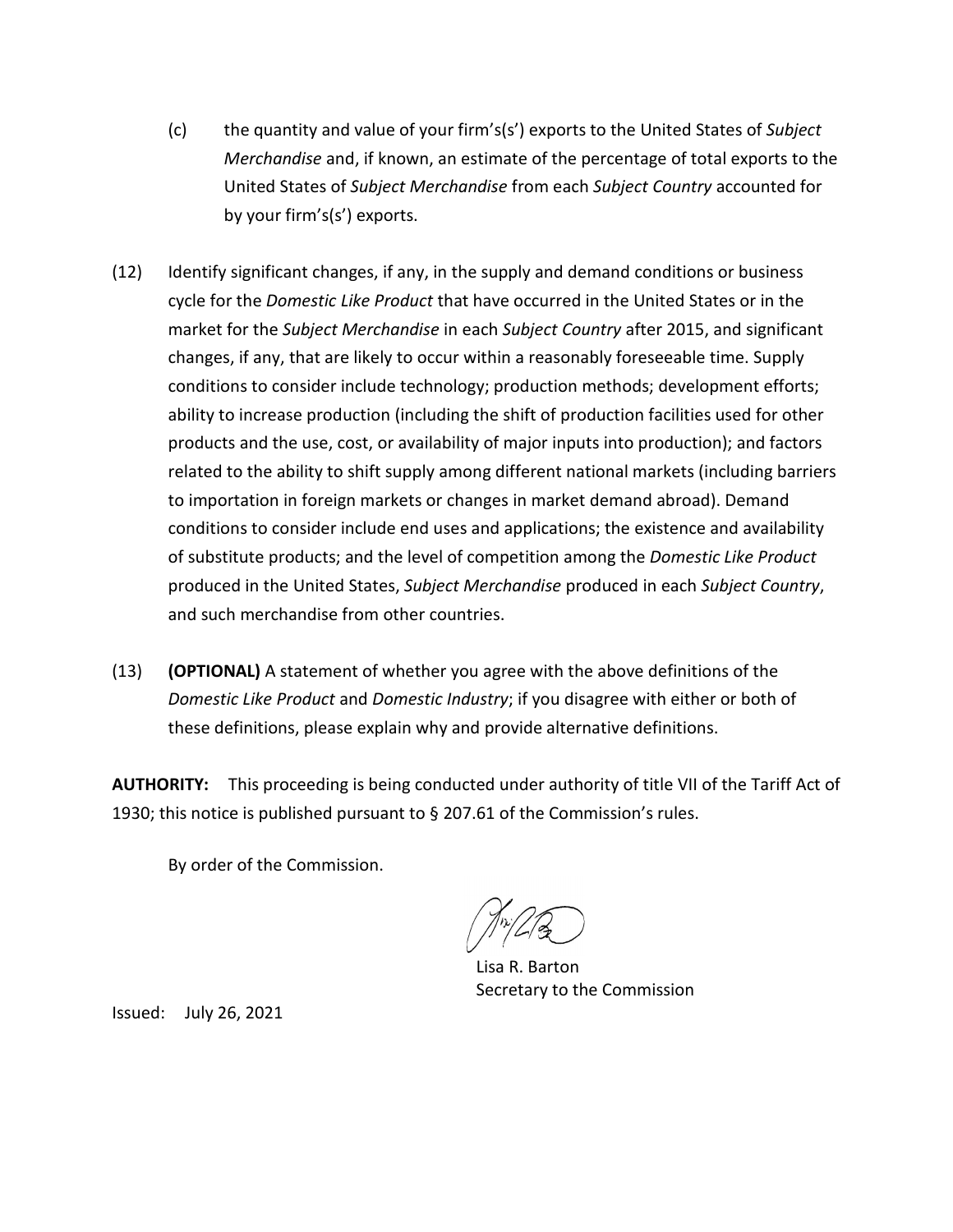(c) the quantity and value of your firm's(s') exports to the United States of *Subject Merchandise* and, if known, an estimate of the percentage of total exports to the United States of *Subject Merchandise* from each *Subject Country* accounted for by your firm's(s') exports.

(12) Identify significant changes, if any, in the supply and demand conditions or business cycle for the *Domestic Like Product* that have occurred in the United States or in the market for the *Subject Merchandise* in each *Subject Country* after 2015, and significant changes, if any, that are likely to occur within a reasonably foreseeable time. Supply conditions to consider include technology; production methods; development efforts; ability to increase production (including the shift of production facilities used for other products and the use, cost, or availability of major inputs into production); and factors related to the ability to shift supply among different national markets (including barriers to importation in foreign markets or changes in market demand abroad). Demand conditions to consider include end uses and applications; the existence and availability of substitute products; and the level of competition among the *Domestic Like Product* produced in the United States, *Subject Merchandise* produced in each *Subject Country*, and such merchandise from other countries.

(13) **(OPTIONAL)** A statement of whether you agree with the above definitions of the *Domestic Like Product* and *Domestic Industry*; if you disagree with either or both of these definitions, please explain why and provide alternative definitions.

**AUTHORITY:** This proceeding is being conducted under authority of title VII of the Tariff Act of 1930; this notice is published pursuant to § 207.61 of the Commission's rules.

By order of the Commission.

Lisa R. Barton
Secretary to the Commission

Issued: July 26, 2021